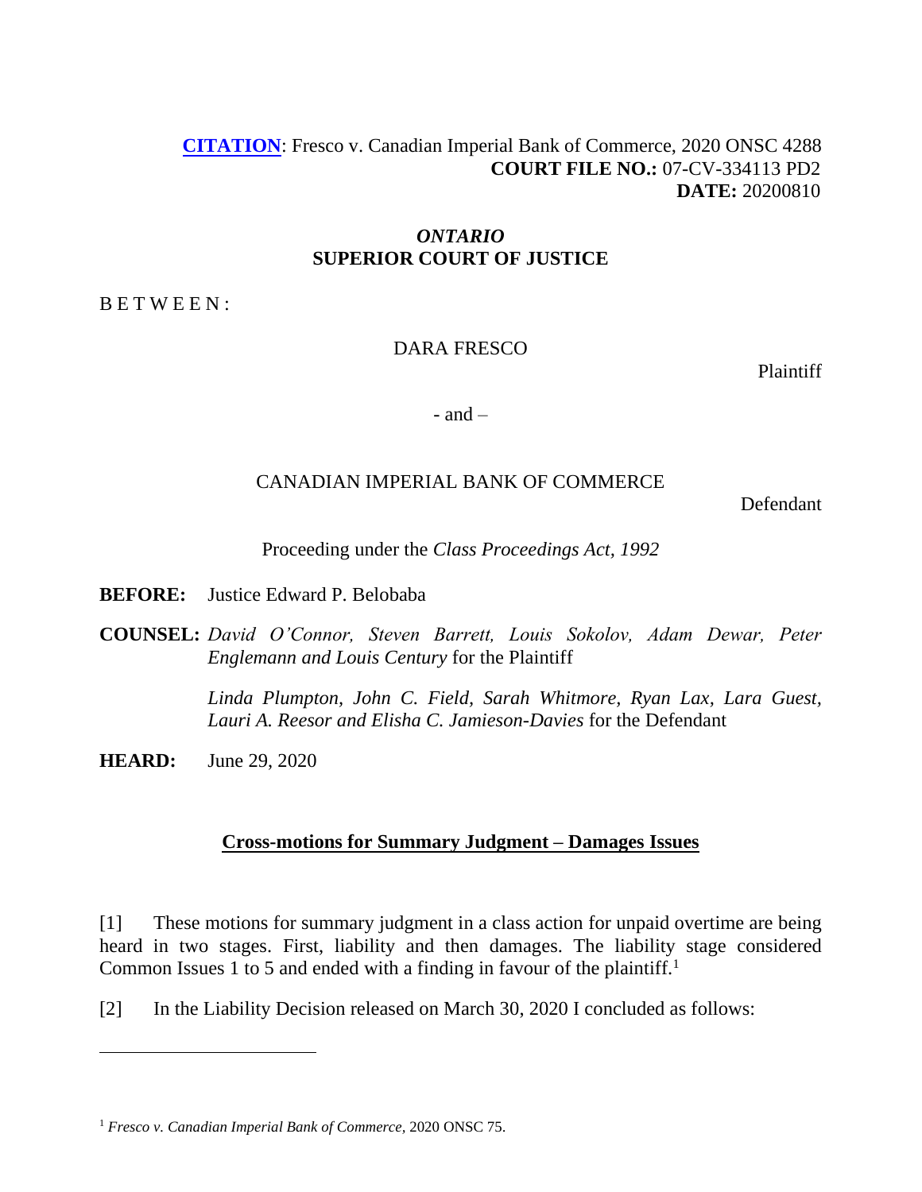**CITATION**: Fresco v. Canadian Imperial Bank of Commerce, 2020 ONSC 4288
**COURT FILE NO.:** 07-CV-334113 PD2
**DATE:** 20200810

*ONTARIO*
**SUPERIOR COURT OF JUSTICE**

B E T W E E N :

DARA FRESCO

Plaintiff

- and –

CANADIAN IMPERIAL BANK OF COMMERCE

Defendant

Proceeding under the *Class Proceedings Act, 1992*

**BEFORE:** Justice Edward P. Belobaba

**COUNSEL:** *David O'Connor, Steven Barrett, Louis Sokolov, Adam Dewar, Peter Englemann and Louis Century* for the Plaintiff

*Linda Plumpton, John C. Field, Sarah Whitmore, Ryan Lax, Lara Guest, Lauri A. Reesor and Elisha C. Jamieson-Davies* for the Defendant

**HEARD:** June 29, 2020

**Cross-motions for Summary Judgment – Damages Issues**

[1] These motions for summary judgment in a class action for unpaid overtime are being heard in two stages. First, liability and then damages. The liability stage considered Common Issues 1 to 5 and ended with a finding in favour of the plaintiff.[1]

[2] In the Liability Decision released on March 30, 2020 I concluded as follows:

---

[1] *Fresco v. Canadian Imperial Bank of Commerce*, 2020 ONSC 75.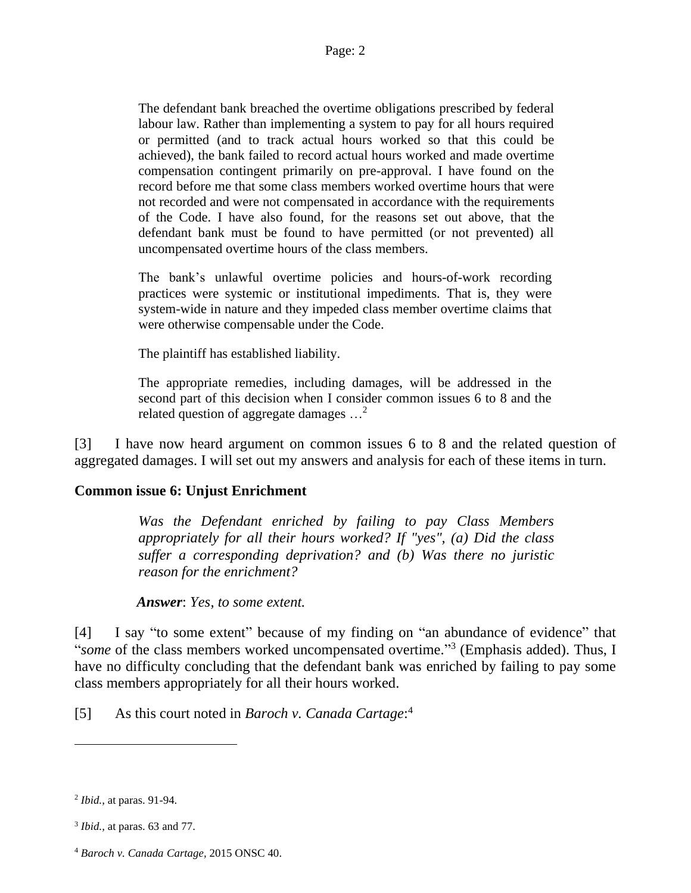> The defendant bank breached the overtime obligations prescribed by federal labour law. Rather than implementing a system to pay for all hours required or permitted (and to track actual hours worked so that this could be achieved), the bank failed to record actual hours worked and made overtime compensation contingent primarily on pre-approval. I have found on the record before me that some class members worked overtime hours that were not recorded and were not compensated in accordance with the requirements of the Code. I have also found, for the reasons set out above, that the defendant bank must be found to have permitted (or not prevented) all uncompensated overtime hours of the class members.
>
> The bank's unlawful overtime policies and hours-of-work recording practices were systemic or institutional impediments. That is, they were system-wide in nature and they impeded class member overtime claims that were otherwise compensable under the Code.
>
> The plaintiff has established liability.
>
> The appropriate remedies, including damages, will be addressed in the second part of this decision when I consider common issues 6 to 8 and the related question of aggregate damages …[2]

[3] I have now heard argument on common issues 6 to 8 and the related question of aggregated damages. I will set out my answers and analysis for each of these items in turn.

**Common issue 6: Unjust Enrichment**

> *Was the Defendant enriched by failing to pay Class Members appropriately for all their hours worked? If "yes", (a) Did the class suffer a corresponding deprivation? and (b) Was there no juristic reason for the enrichment?*
>
> ***Answer***: *Yes, to some extent.*

[4] I say "to some extent" because of my finding on "an abundance of evidence" that "*some* of the class members worked uncompensated overtime."[3] (Emphasis added). Thus, I have no difficulty concluding that the defendant bank was enriched by failing to pay some class members appropriately for all their hours worked.

[5] As this court noted in *Baroch v. Canada Cartage*:[4]

---

[2] *Ibid.*, at paras. 91-94.

[3] *Ibid.*, at paras. 63 and 77.

[4] *Baroch v. Canada Cartage*, 2015 ONSC 40.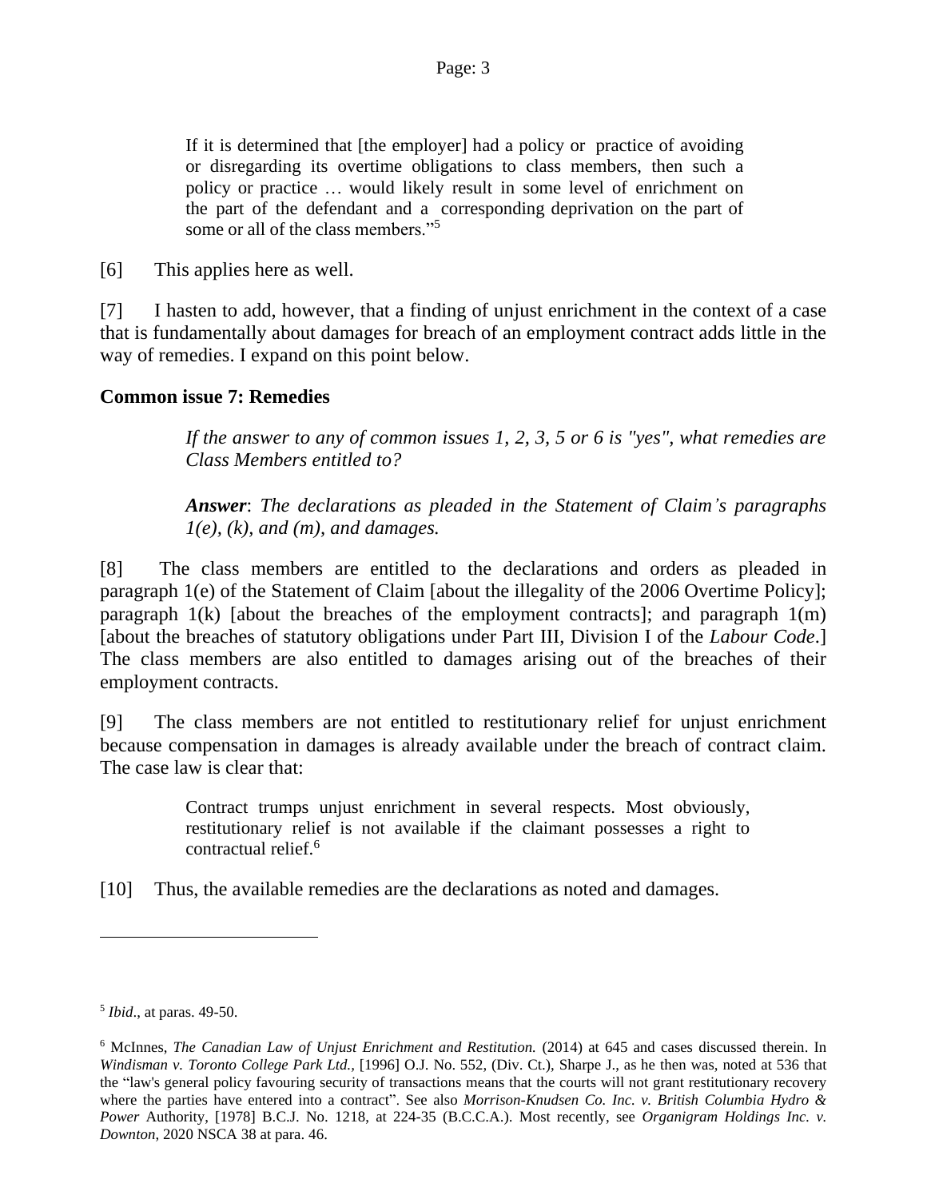> If it is determined that [the employer] had a policy or practice of avoiding or disregarding its overtime obligations to class members, then such a policy or practice … would likely result in some level of enrichment on the part of the defendant and a corresponding deprivation on the part of some or all of the class members."[5]

[6] This applies here as well.

[7] I hasten to add, however, that a finding of unjust enrichment in the context of a case that is fundamentally about damages for breach of an employment contract adds little in the way of remedies. I expand on this point below.

**Common issue 7: Remedies**

> *If the answer to any of common issues 1, 2, 3, 5 or 6 is "yes", what remedies are Class Members entitled to?*
>
> ***Answer***: *The declarations as pleaded in the Statement of Claim's paragraphs 1(e), (k), and (m), and damages.*

[8] The class members are entitled to the declarations and orders as pleaded in paragraph 1(e) of the Statement of Claim [about the illegality of the 2006 Overtime Policy]; paragraph 1(k) [about the breaches of the employment contracts]; and paragraph 1(m) [about the breaches of statutory obligations under Part III, Division I of the *Labour Code*.] The class members are also entitled to damages arising out of the breaches of their employment contracts.

[9] The class members are not entitled to restitutionary relief for unjust enrichment because compensation in damages is already available under the breach of contract claim. The case law is clear that:

> Contract trumps unjust enrichment in several respects. Most obviously, restitutionary relief is not available if the claimant possesses a right to contractual relief.[6]

[10] Thus, the available remedies are the declarations as noted and damages.

---

[5] *Ibid*., at paras. 49-50.

[6] McInnes, *The Canadian Law of Unjust Enrichment and Restitution.* (2014) at 645 and cases discussed therein. In *Windisman v. Toronto College Park Ltd.,* [1996] O.J. No. 552, (Div. Ct.), Sharpe J., as he then was, noted at 536 that the "law's general policy favouring security of transactions means that the courts will not grant restitutionary recovery where the parties have entered into a contract". See also *Morrison-Knudsen Co. Inc. v. British Columbia Hydro & Power* Authority, [1978] B.C.J. No. 1218, at 224-35 (B.C.C.A.). Most recently, see *Organigram Holdings Inc. v. Downton*, 2020 NSCA 38 at para. 46.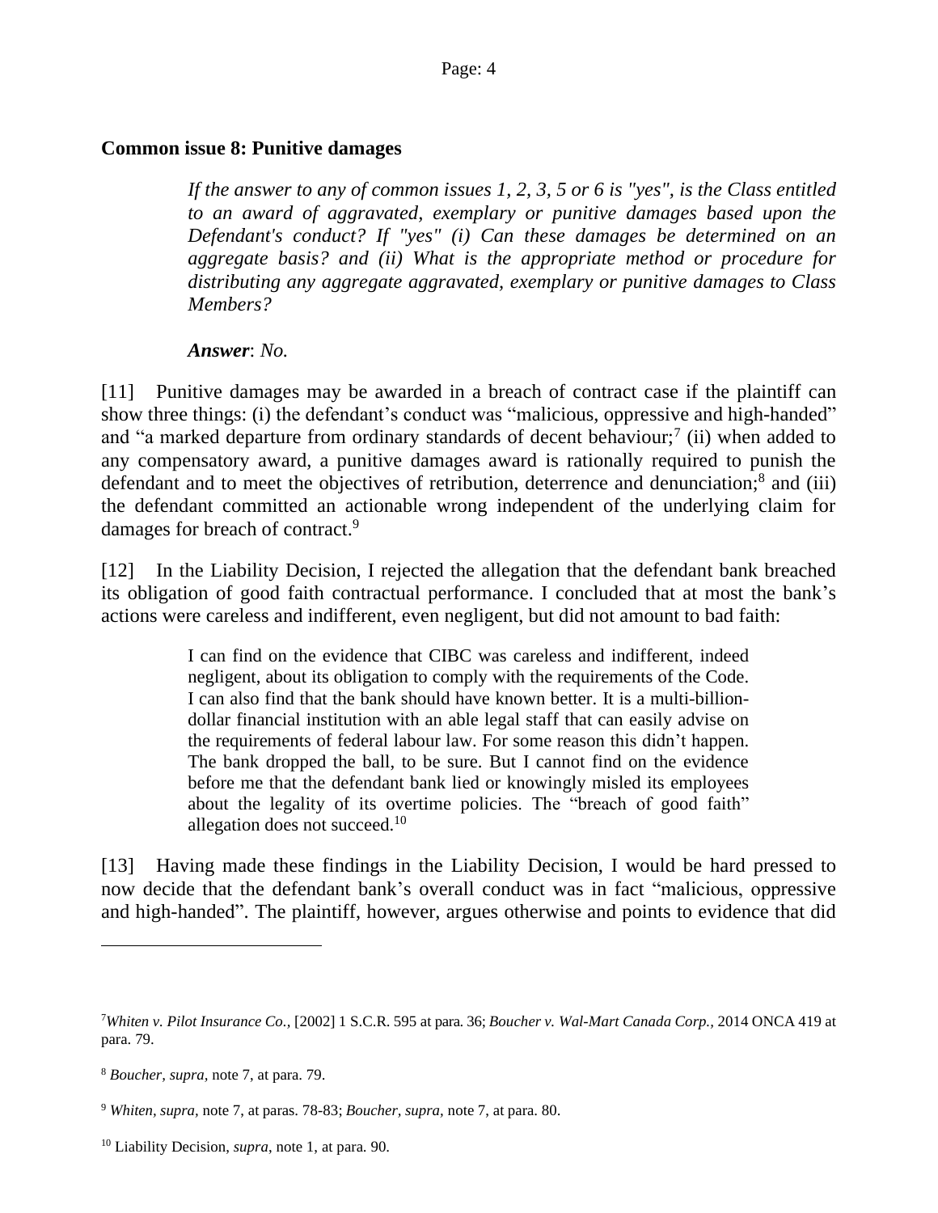### Common issue 8: Punitive damages

> *If the answer to any of common issues 1, 2, 3, 5 or 6 is "yes", is the Class entitled to an award of aggravated, exemplary or punitive damages based upon the Defendant's conduct? If "yes" (i) Can these damages be determined on an aggregate basis? and (ii) What is the appropriate method or procedure for distributing any aggregate aggravated, exemplary or punitive damages to Class Members?*
>
> ***Answer***: *No.*

[11] Punitive damages may be awarded in a breach of contract case if the plaintiff can show three things: (i) the defendant's conduct was "malicious, oppressive and high-handed" and "a marked departure from ordinary standards of decent behaviour;[7] (ii) when added to any compensatory award, a punitive damages award is rationally required to punish the defendant and to meet the objectives of retribution, deterrence and denunciation;[8] and (iii) the defendant committed an actionable wrong independent of the underlying claim for damages for breach of contract.[9]

[12] In the Liability Decision, I rejected the allegation that the defendant bank breached its obligation of good faith contractual performance. I concluded that at most the bank's actions were careless and indifferent, even negligent, but did not amount to bad faith:

> I can find on the evidence that CIBC was careless and indifferent, indeed negligent, about its obligation to comply with the requirements of the Code. I can also find that the bank should have known better. It is a multi-billion-dollar financial institution with an able legal staff that can easily advise on the requirements of federal labour law. For some reason this didn't happen. The bank dropped the ball, to be sure. But I cannot find on the evidence before me that the defendant bank lied or knowingly misled its employees about the legality of its overtime policies. The "breach of good faith" allegation does not succeed.[10]

[13] Having made these findings in the Liability Decision, I would be hard pressed to now decide that the defendant bank's overall conduct was in fact "malicious, oppressive and high-handed". The plaintiff, however, argues otherwise and points to evidence that did

---

[7] *Whiten v. Pilot Insurance Co.,* [2002] 1 S.C.R. 595 at para. 36; *Boucher v. Wal-Mart Canada Corp.,* 2014 ONCA 419 at para. 79.

[8] *Boucher, supra,* note 7, at para. 79.

[9] *Whiten, supra,* note 7, at paras. 78-83; *Boucher, supra,* note 7, at para. 80.

[10] Liability Decision, *supra,* note 1, at para. 90.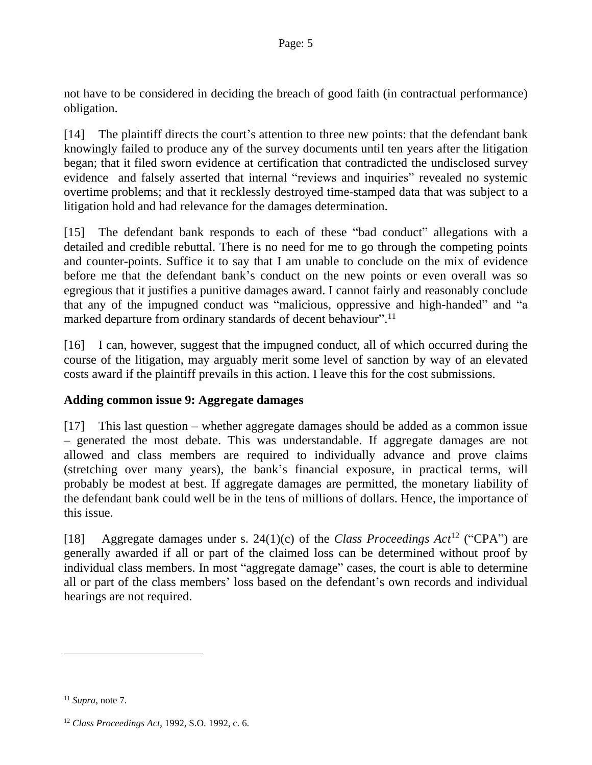not have to be considered in deciding the breach of good faith (in contractual performance) obligation.

[14] The plaintiff directs the court's attention to three new points: that the defendant bank knowingly failed to produce any of the survey documents until ten years after the litigation began; that it filed sworn evidence at certification that contradicted the undisclosed survey evidence and falsely asserted that internal "reviews and inquiries" revealed no systemic overtime problems; and that it recklessly destroyed time-stamped data that was subject to a litigation hold and had relevance for the damages determination.

[15] The defendant bank responds to each of these "bad conduct" allegations with a detailed and credible rebuttal. There is no need for me to go through the competing points and counter-points. Suffice it to say that I am unable to conclude on the mix of evidence before me that the defendant bank's conduct on the new points or even overall was so egregious that it justifies a punitive damages award. I cannot fairly and reasonably conclude that any of the impugned conduct was "malicious, oppressive and high-handed" and "a marked departure from ordinary standards of decent behaviour".[11]

[16] I can, however, suggest that the impugned conduct, all of which occurred during the course of the litigation, may arguably merit some level of sanction by way of an elevated costs award if the plaintiff prevails in this action. I leave this for the cost submissions.

**Adding common issue 9: Aggregate damages**

[17] This last question – whether aggregate damages should be added as a common issue – generated the most debate. This was understandable. If aggregate damages are not allowed and class members are required to individually advance and prove claims (stretching over many years), the bank's financial exposure, in practical terms, will probably be modest at best. If aggregate damages are permitted, the monetary liability of the defendant bank could well be in the tens of millions of dollars. Hence, the importance of this issue.

[18] Aggregate damages under s. 24(1)(c) of the *Class Proceedings Act*[12] ("CPA") are generally awarded if all or part of the claimed loss can be determined without proof by individual class members. In most "aggregate damage" cases, the court is able to determine all or part of the class members' loss based on the defendant's own records and individual hearings are not required.

---

[11] *Supra*, note 7.

[12] *Class Proceedings Act*, 1992, S.O. 1992, c. 6.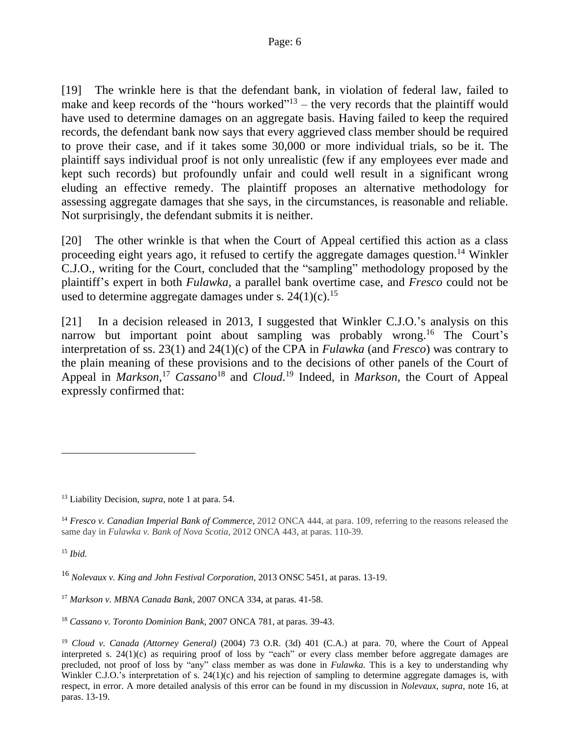[19] The wrinkle here is that the defendant bank, in violation of federal law, failed to make and keep records of the "hours worked"[13] – the very records that the plaintiff would have used to determine damages on an aggregate basis. Having failed to keep the required records, the defendant bank now says that every aggrieved class member should be required to prove their case, and if it takes some 30,000 or more individual trials, so be it. The plaintiff says individual proof is not only unrealistic (few if any employees ever made and kept such records) but profoundly unfair and could well result in a significant wrong eluding an effective remedy. The plaintiff proposes an alternative methodology for assessing aggregate damages that she says, in the circumstances, is reasonable and reliable. Not surprisingly, the defendant submits it is neither.

[20] The other wrinkle is that when the Court of Appeal certified this action as a class proceeding eight years ago, it refused to certify the aggregate damages question.[14] Winkler C.J.O., writing for the Court, concluded that the "sampling" methodology proposed by the plaintiff's expert in both *Fulawka*, a parallel bank overtime case, and *Fresco* could not be used to determine aggregate damages under s. 24(1)(c).[15]

[21] In a decision released in 2013, I suggested that Winkler C.J.O.'s analysis on this narrow but important point about sampling was probably wrong.[16] The Court's interpretation of ss. 23(1) and 24(1)(c) of the CPA in *Fulawka* (and *Fresco*) was contrary to the plain meaning of these provisions and to the decisions of other panels of the Court of Appeal in *Markson*,[17] *Cassano*[18] and *Cloud*.[19] Indeed, in *Markson*, the Court of Appeal expressly confirmed that:

---

[13] Liability Decision, *supra*, note 1 at para. 54.

[14] *Fresco v. Canadian Imperial Bank of Commerce*, 2012 ONCA 444, at para. 109, referring to the reasons released the same day in *Fulawka v. Bank of Nova Scotia*, 2012 ONCA 443, at paras. 110-39.

[15] *Ibid.*

[16] *Nolevaux v. King and John Festival Corporation*, 2013 ONSC 5451, at paras. 13-19.

[17] *Markson v. MBNA Canada Bank*, 2007 ONCA 334, at paras. 41-58.

[18] *Cassano v. Toronto Dominion Bank*, 2007 ONCA 781, at paras. 39-43.

[19] *Cloud v. Canada (Attorney General)* (2004) 73 O.R. (3d) 401 (C.A.) at para. 70, where the Court of Appeal interpreted s. 24(1)(c) as requiring proof of loss by "each" or every class member before aggregate damages are precluded, not proof of loss by "any" class member as was done in *Fulawka*. This is a key to understanding why Winkler C.J.O.'s interpretation of s. 24(1)(c) and his rejection of sampling to determine aggregate damages is, with respect, in error. A more detailed analysis of this error can be found in my discussion in *Nolevaux, supra*, note 16, at paras. 13-19.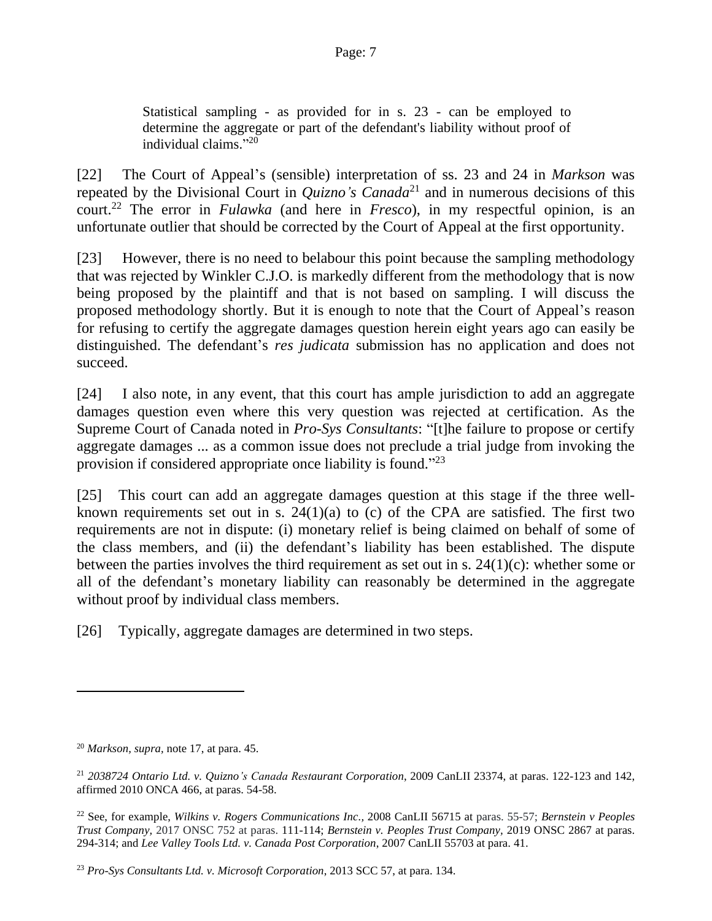> Statistical sampling - as provided for in s. 23 - can be employed to determine the aggregate or part of the defendant's liability without proof of individual claims."[20]

[22] The Court of Appeal's (sensible) interpretation of ss. 23 and 24 in *Markson* was repeated by the Divisional Court in *Quizno's Canada*[21] and in numerous decisions of this court.[22] The error in *Fulawka* (and here in *Fresco*), in my respectful opinion, is an unfortunate outlier that should be corrected by the Court of Appeal at the first opportunity.

[23] However, there is no need to belabour this point because the sampling methodology that was rejected by Winkler C.J.O. is markedly different from the methodology that is now being proposed by the plaintiff and that is not based on sampling. I will discuss the proposed methodology shortly. But it is enough to note that the Court of Appeal's reason for refusing to certify the aggregate damages question herein eight years ago can easily be distinguished. The defendant's *res judicata* submission has no application and does not succeed.

[24] I also note, in any event, that this court has ample jurisdiction to add an aggregate damages question even where this very question was rejected at certification. As the Supreme Court of Canada noted in *Pro-Sys Consultants*: "[t]he failure to propose or certify aggregate damages ... as a common issue does not preclude a trial judge from invoking the provision if considered appropriate once liability is found."[23]

[25] This court can add an aggregate damages question at this stage if the three well-known requirements set out in s. 24(1)(a) to (c) of the CPA are satisfied. The first two requirements are not in dispute: (i) monetary relief is being claimed on behalf of some of the class members, and (ii) the defendant's liability has been established. The dispute between the parties involves the third requirement as set out in s. 24(1)(c): whether some or all of the defendant's monetary liability can reasonably be determined in the aggregate without proof by individual class members.

[26] Typically, aggregate damages are determined in two steps.

---

[20] *Markson, supra*, note 17, at para. 45.

[21] *2038724 Ontario Ltd. v. Quizno's Canada Restaurant Corporation*, 2009 CanLII 23374, at paras. 122-123 and 142, affirmed 2010 ONCA 466, at paras. 54-58.

[22] See, for example, *Wilkins v. Rogers Communications Inc.*, 2008 CanLII 56715 at paras. 55-57; *Bernstein v Peoples Trust Company*, 2017 ONSC 752 at paras. 111-114; *Bernstein v. Peoples Trust Company*, 2019 ONSC 2867 at paras. 294-314; and *Lee Valley Tools Ltd. v. Canada Post Corporation*, 2007 CanLII 55703 at para. 41.

[23] *Pro-Sys Consultants Ltd. v. Microsoft Corporation*, 2013 SCC 57, at para. 134.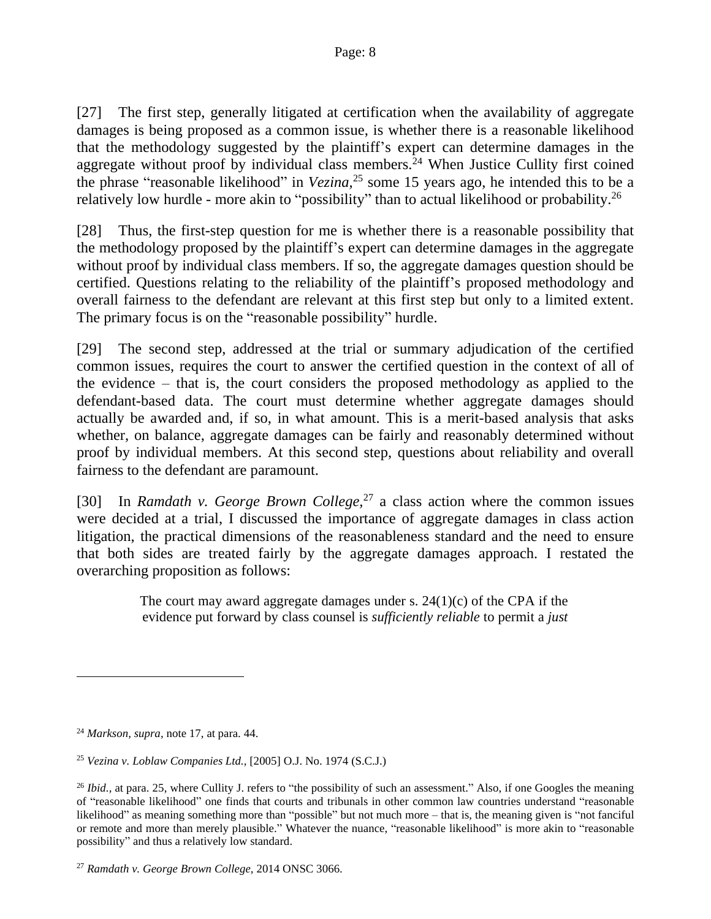[27] The first step, generally litigated at certification when the availability of aggregate damages is being proposed as a common issue, is whether there is a reasonable likelihood that the methodology suggested by the plaintiff's expert can determine damages in the aggregate without proof by individual class members.[24] When Justice Cullity first coined the phrase "reasonable likelihood" in *Vezina*,[25] some 15 years ago, he intended this to be a relatively low hurdle - more akin to "possibility" than to actual likelihood or probability.[26]

[28] Thus, the first-step question for me is whether there is a reasonable possibility that the methodology proposed by the plaintiff's expert can determine damages in the aggregate without proof by individual class members. If so, the aggregate damages question should be certified. Questions relating to the reliability of the plaintiff's proposed methodology and overall fairness to the defendant are relevant at this first step but only to a limited extent. The primary focus is on the "reasonable possibility" hurdle.

[29] The second step, addressed at the trial or summary adjudication of the certified common issues, requires the court to answer the certified question in the context of all of the evidence – that is, the court considers the proposed methodology as applied to the defendant-based data. The court must determine whether aggregate damages should actually be awarded and, if so, in what amount. This is a merit-based analysis that asks whether, on balance, aggregate damages can be fairly and reasonably determined without proof by individual members. At this second step, questions about reliability and overall fairness to the defendant are paramount.

[30] In *Ramdath v. George Brown College*,[27] a class action where the common issues were decided at a trial, I discussed the importance of aggregate damages in class action litigation, the practical dimensions of the reasonableness standard and the need to ensure that both sides are treated fairly by the aggregate damages approach. I restated the overarching proposition as follows:

> The court may award aggregate damages under s. 24(1)(c) of the CPA if the evidence put forward by class counsel is *sufficiently reliable* to permit a *just*

---

[24] *Markson*, *supra*, note 17, at para. 44.

[25] *Vezina v. Loblaw Companies Ltd.*, [2005] O.J. No. 1974 (S.C.J.)

[26] *Ibid.*, at para. 25, where Cullity J. refers to "the possibility of such an assessment." Also, if one Googles the meaning of "reasonable likelihood" one finds that courts and tribunals in other common law countries understand "reasonable likelihood" as meaning something more than "possible" but not much more – that is, the meaning given is "not fanciful or remote and more than merely plausible." Whatever the nuance, "reasonable likelihood" is more akin to "reasonable possibility" and thus a relatively low standard.

[27] *Ramdath v. George Brown College*, 2014 ONSC 3066.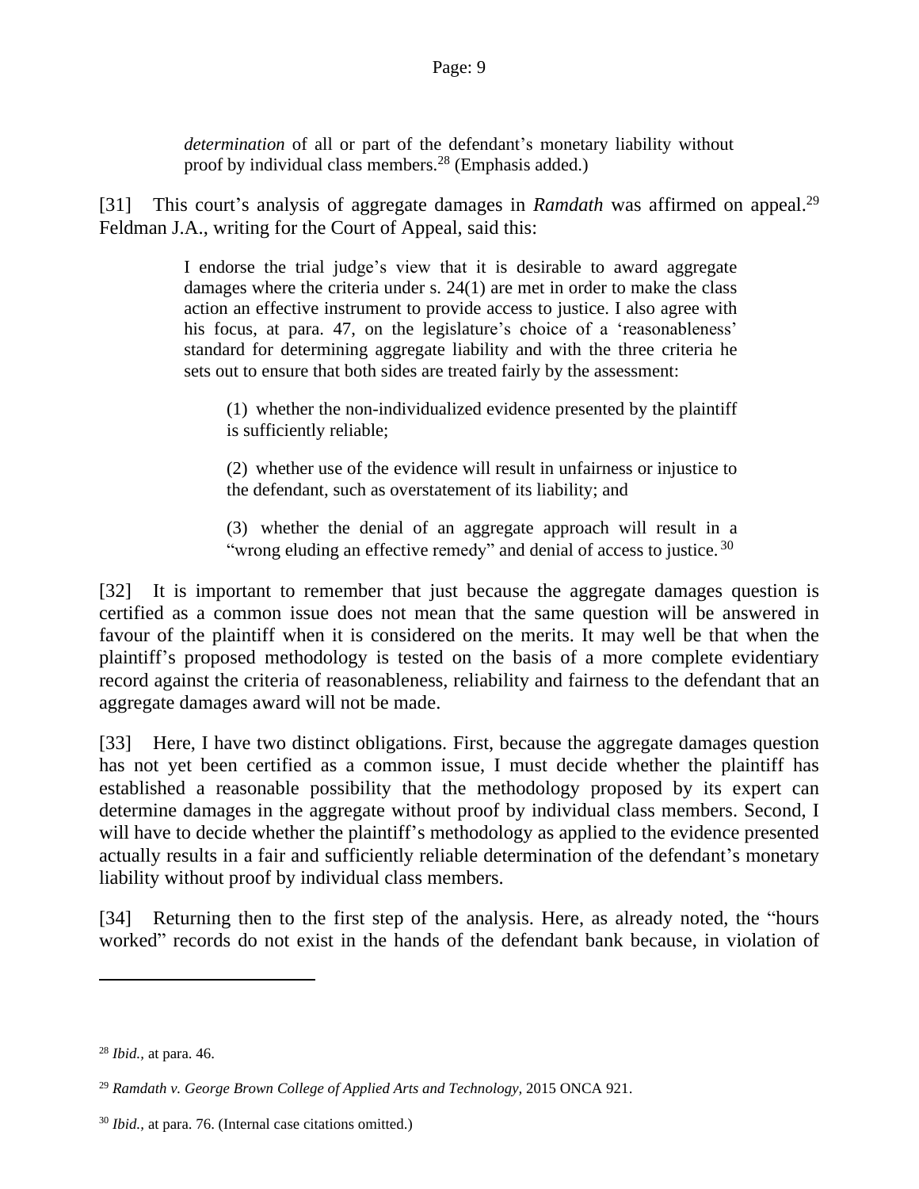> *determination* of all or part of the defendant's monetary liability without proof by individual class members.[28] (Emphasis added.)

[31] This court's analysis of aggregate damages in *Ramdath* was affirmed on appeal.[29] Feldman J.A., writing for the Court of Appeal, said this:

> I endorse the trial judge's view that it is desirable to award aggregate damages where the criteria under s. 24(1) are met in order to make the class action an effective instrument to provide access to justice. I also agree with his focus, at para. 47, on the legislature's choice of a 'reasonableness' standard for determining aggregate liability and with the three criteria he sets out to ensure that both sides are treated fairly by the assessment:
>
> > (1) whether the non-individualized evidence presented by the plaintiff is sufficiently reliable;
> >
> > (2) whether use of the evidence will result in unfairness or injustice to the defendant, such as overstatement of its liability; and
> >
> > (3) whether the denial of an aggregate approach will result in a "wrong eluding an effective remedy" and denial of access to justice.[30]

[32] It is important to remember that just because the aggregate damages question is certified as a common issue does not mean that the same question will be answered in favour of the plaintiff when it is considered on the merits. It may well be that when the plaintiff's proposed methodology is tested on the basis of a more complete evidentiary record against the criteria of reasonableness, reliability and fairness to the defendant that an aggregate damages award will not be made.

[33] Here, I have two distinct obligations. First, because the aggregate damages question has not yet been certified as a common issue, I must decide whether the plaintiff has established a reasonable possibility that the methodology proposed by its expert can determine damages in the aggregate without proof by individual class members. Second, I will have to decide whether the plaintiff's methodology as applied to the evidence presented actually results in a fair and sufficiently reliable determination of the defendant's monetary liability without proof by individual class members.

[34] Returning then to the first step of the analysis. Here, as already noted, the "hours worked" records do not exist in the hands of the defendant bank because, in violation of

---

[28] *Ibid.*, at para. 46.

[29] *Ramdath v. George Brown College of Applied Arts and Technology*, 2015 ONCA 921.

[30] *Ibid.*, at para. 76. (Internal case citations omitted.)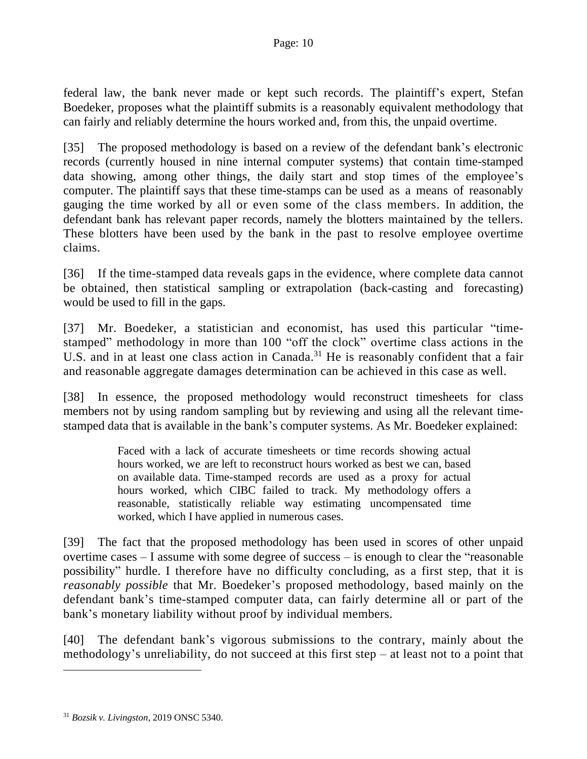federal law, the bank never made or kept such records. The plaintiff's expert, Stefan Boedeker, proposes what the plaintiff submits is a reasonably equivalent methodology that can fairly and reliably determine the hours worked and, from this, the unpaid overtime.

[35] The proposed methodology is based on a review of the defendant bank's electronic records (currently housed in nine internal computer systems) that contain time-stamped data showing, among other things, the daily start and stop times of the employee's computer. The plaintiff says that these time-stamps can be used as a means of reasonably gauging the time worked by all or even some of the class members. In addition, the defendant bank has relevant paper records, namely the blotters maintained by the tellers. These blotters have been used by the bank in the past to resolve employee overtime claims.

[36] If the time-stamped data reveals gaps in the evidence, where complete data cannot be obtained, then statistical sampling or extrapolation (back-casting and forecasting) would be used to fill in the gaps.

[37] Mr. Boedeker, a statistician and economist, has used this particular "time-stamped" methodology in more than 100 "off the clock" overtime class actions in the U.S. and in at least one class action in Canada.[31] He is reasonably confident that a fair and reasonable aggregate damages determination can be achieved in this case as well.

[38] In essence, the proposed methodology would reconstruct timesheets for class members not by using random sampling but by reviewing and using all the relevant time-stamped data that is available in the bank's computer systems. As Mr. Boedeker explained:

> Faced with a lack of accurate timesheets or time records showing actual hours worked, we are left to reconstruct hours worked as best we can, based on available data. Time-stamped records are used as a proxy for actual hours worked, which CIBC failed to track. My methodology offers a reasonable, statistically reliable way estimating uncompensated time worked, which I have applied in numerous cases.

[39] The fact that the proposed methodology has been used in scores of other unpaid overtime cases – I assume with some degree of success – is enough to clear the "reasonable possibility" hurdle. I therefore have no difficulty concluding, as a first step, that it is *reasonably possible* that Mr. Boedeker's proposed methodology, based mainly on the defendant bank's time-stamped computer data, can fairly determine all or part of the bank's monetary liability without proof by individual members.

[40] The defendant bank's vigorous submissions to the contrary, mainly about the methodology's unreliability, do not succeed at this first step – at least not to a point that

---

[31] *Bozsik v. Livingston*, 2019 ONSC 5340.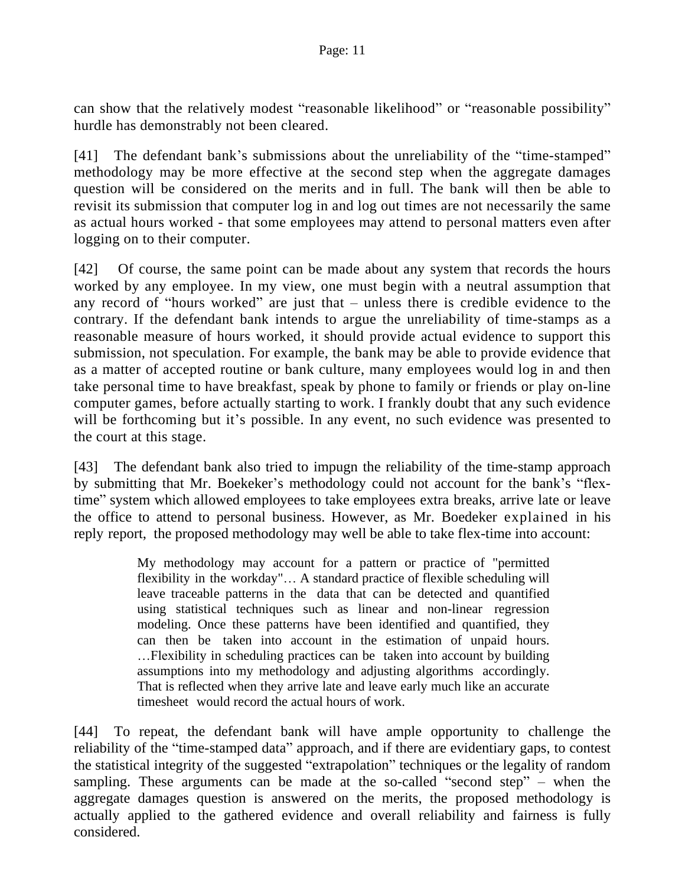can show that the relatively modest "reasonable likelihood" or "reasonable possibility" hurdle has demonstrably not been cleared.

[41] The defendant bank's submissions about the unreliability of the "time-stamped" methodology may be more effective at the second step when the aggregate damages question will be considered on the merits and in full. The bank will then be able to revisit its submission that computer log in and log out times are not necessarily the same as actual hours worked - that some employees may attend to personal matters even after logging on to their computer.

[42] Of course, the same point can be made about any system that records the hours worked by any employee. In my view, one must begin with a neutral assumption that any record of "hours worked" are just that – unless there is credible evidence to the contrary. If the defendant bank intends to argue the unreliability of time-stamps as a reasonable measure of hours worked, it should provide actual evidence to support this submission, not speculation. For example, the bank may be able to provide evidence that as a matter of accepted routine or bank culture, many employees would log in and then take personal time to have breakfast, speak by phone to family or friends or play on-line computer games, before actually starting to work. I frankly doubt that any such evidence will be forthcoming but it's possible. In any event, no such evidence was presented to the court at this stage.

[43] The defendant bank also tried to impugn the reliability of the time-stamp approach by submitting that Mr. Boekeker's methodology could not account for the bank's "flex-time" system which allowed employees to take employees extra breaks, arrive late or leave the office to attend to personal business. However, as Mr. Boedeker explained in his reply report, the proposed methodology may well be able to take flex-time into account:

> My methodology may account for a pattern or practice of "permitted flexibility in the workday"… A standard practice of flexible scheduling will leave traceable patterns in the data that can be detected and quantified using statistical techniques such as linear and non-linear regression modeling. Once these patterns have been identified and quantified, they can then be taken into account in the estimation of unpaid hours. …Flexibility in scheduling practices can be taken into account by building assumptions into my methodology and adjusting algorithms accordingly. That is reflected when they arrive late and leave early much like an accurate timesheet would record the actual hours of work.

[44] To repeat, the defendant bank will have ample opportunity to challenge the reliability of the "time-stamped data" approach, and if there are evidentiary gaps, to contest the statistical integrity of the suggested "extrapolation" techniques or the legality of random sampling. These arguments can be made at the so-called "second step" – when the aggregate damages question is answered on the merits, the proposed methodology is actually applied to the gathered evidence and overall reliability and fairness is fully considered.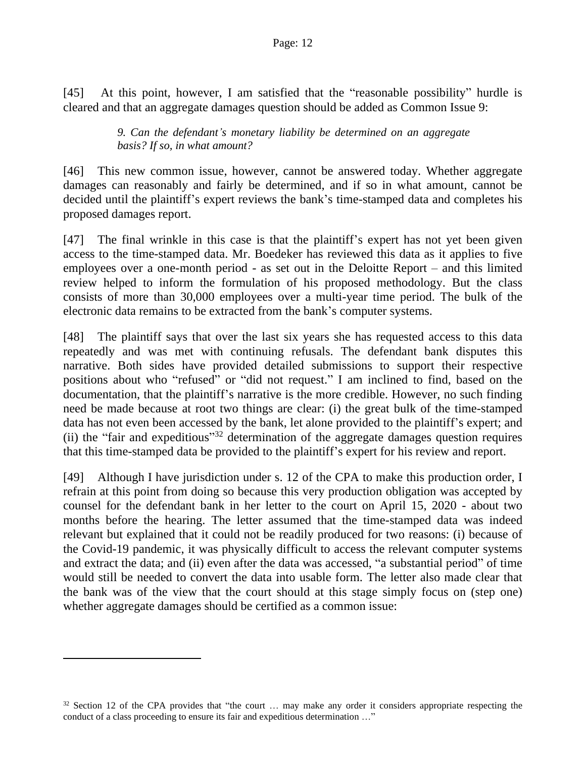[45] At this point, however, I am satisfied that the "reasonable possibility" hurdle is cleared and that an aggregate damages question should be added as Common Issue 9:

> *9. Can the defendant's monetary liability be determined on an aggregate basis? If so, in what amount?*

[46] This new common issue, however, cannot be answered today. Whether aggregate damages can reasonably and fairly be determined, and if so in what amount, cannot be decided until the plaintiff's expert reviews the bank's time-stamped data and completes his proposed damages report.

[47] The final wrinkle in this case is that the plaintiff's expert has not yet been given access to the time-stamped data. Mr. Boedeker has reviewed this data as it applies to five employees over a one-month period - as set out in the Deloitte Report – and this limited review helped to inform the formulation of his proposed methodology. But the class consists of more than 30,000 employees over a multi-year time period. The bulk of the electronic data remains to be extracted from the bank's computer systems.

[48] The plaintiff says that over the last six years she has requested access to this data repeatedly and was met with continuing refusals. The defendant bank disputes this narrative. Both sides have provided detailed submissions to support their respective positions about who "refused" or "did not request." I am inclined to find, based on the documentation, that the plaintiff's narrative is the more credible. However, no such finding need be made because at root two things are clear: (i) the great bulk of the time-stamped data has not even been accessed by the bank, let alone provided to the plaintiff's expert; and (ii) the "fair and expeditious"[32] determination of the aggregate damages question requires that this time-stamped data be provided to the plaintiff's expert for his review and report.

[49] Although I have jurisdiction under s. 12 of the CPA to make this production order, I refrain at this point from doing so because this very production obligation was accepted by counsel for the defendant bank in her letter to the court on April 15, 2020 - about two months before the hearing. The letter assumed that the time-stamped data was indeed relevant but explained that it could not be readily produced for two reasons: (i) because of the Covid-19 pandemic, it was physically difficult to access the relevant computer systems and extract the data; and (ii) even after the data was accessed, "a substantial period" of time would still be needed to convert the data into usable form. The letter also made clear that the bank was of the view that the court should at this stage simply focus on (step one) whether aggregate damages should be certified as a common issue:

---

[32] Section 12 of the CPA provides that "the court … may make any order it considers appropriate respecting the conduct of a class proceeding to ensure its fair and expeditious determination …"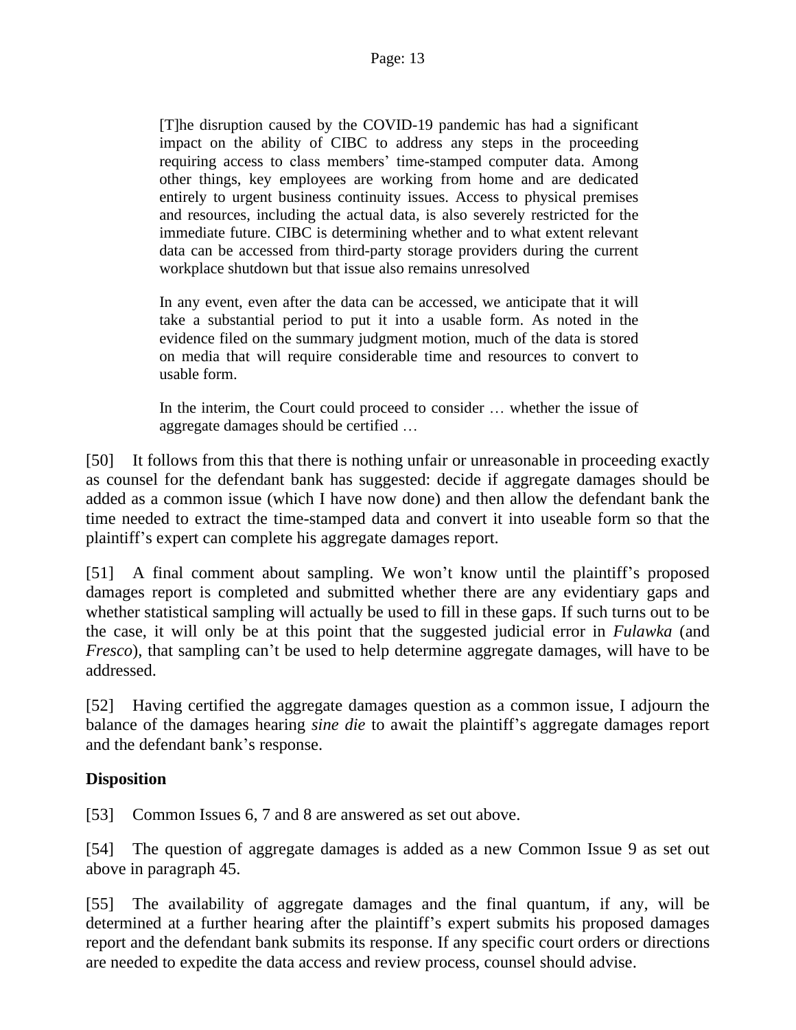> [T]he disruption caused by the COVID-19 pandemic has had a significant impact on the ability of CIBC to address any steps in the proceeding requiring access to class members' time-stamped computer data. Among other things, key employees are working from home and are dedicated entirely to urgent business continuity issues. Access to physical premises and resources, including the actual data, is also severely restricted for the immediate future. CIBC is determining whether and to what extent relevant data can be accessed from third-party storage providers during the current workplace shutdown but that issue also remains unresolved
>
> In any event, even after the data can be accessed, we anticipate that it will take a substantial period to put it into a usable form. As noted in the evidence filed on the summary judgment motion, much of the data is stored on media that will require considerable time and resources to convert to usable form.
>
> In the interim, the Court could proceed to consider … whether the issue of aggregate damages should be certified …

[50] It follows from this that there is nothing unfair or unreasonable in proceeding exactly as counsel for the defendant bank has suggested: decide if aggregate damages should be added as a common issue (which I have now done) and then allow the defendant bank the time needed to extract the time-stamped data and convert it into useable form so that the plaintiff's expert can complete his aggregate damages report.

[51] A final comment about sampling. We won't know until the plaintiff's proposed damages report is completed and submitted whether there are any evidentiary gaps and whether statistical sampling will actually be used to fill in these gaps. If such turns out to be the case, it will only be at this point that the suggested judicial error in *Fulawka* (and *Fresco*), that sampling can't be used to help determine aggregate damages, will have to be addressed.

[52] Having certified the aggregate damages question as a common issue, I adjourn the balance of the damages hearing *sine die* to await the plaintiff's aggregate damages report and the defendant bank's response.

**Disposition**

[53] Common Issues 6, 7 and 8 are answered as set out above.

[54] The question of aggregate damages is added as a new Common Issue 9 as set out above in paragraph 45.

[55] The availability of aggregate damages and the final quantum, if any, will be determined at a further hearing after the plaintiff's expert submits his proposed damages report and the defendant bank submits its response. If any specific court orders or directions are needed to expedite the data access and review process, counsel should advise.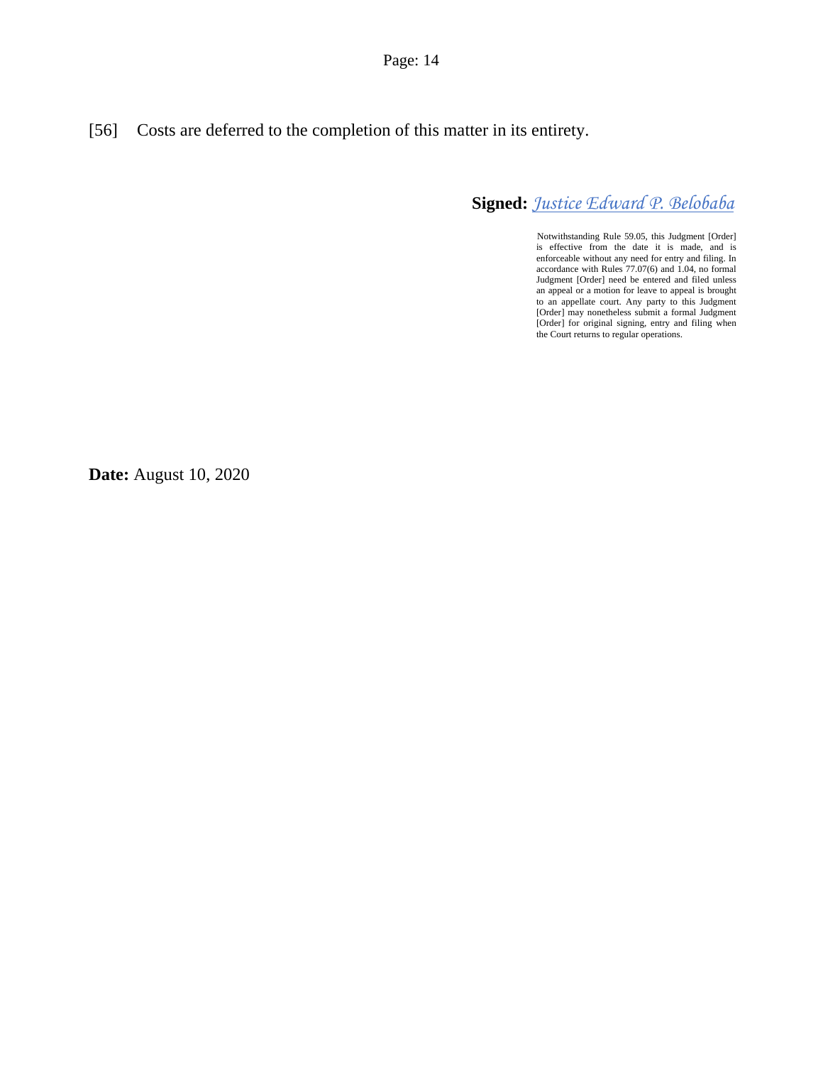[56] Costs are deferred to the completion of this matter in its entirety.

**Signed:** *Justice Edward P. Belobaba*

Notwithstanding Rule 59.05, this Judgment [Order] is effective from the date it is made, and is enforceable without any need for entry and filing. In accordance with Rules 77.07(6) and 1.04, no formal Judgment [Order] need be entered and filed unless an appeal or a motion for leave to appeal is brought to an appellate court. Any party to this Judgment [Order] may nonetheless submit a formal Judgment [Order] for original signing, entry and filing when the Court returns to regular operations.

**Date:** August 10, 2020